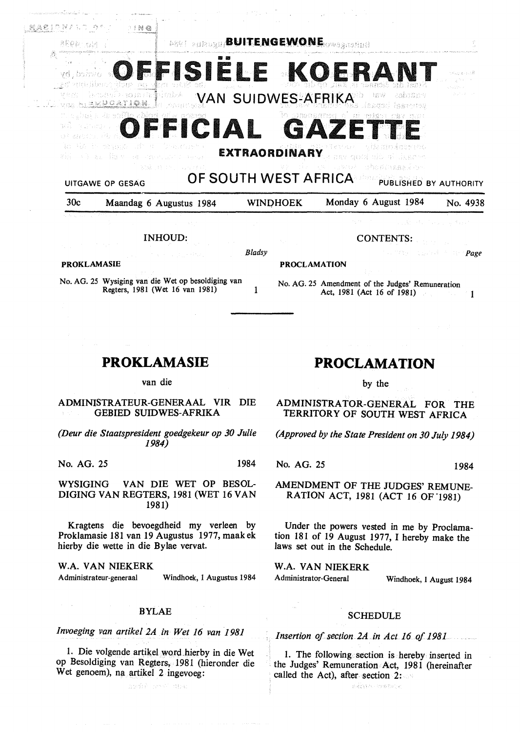# BUITENGEWONE

# OFFISIËLE KOERANT

## VAN SUIDWES-AFRIKA

# OFFICIAL GAZETTE

## EXTRAORDINARY

## OF SOUTH WEST AFRICA

UITGAWE OP GESAG — PUBLISHED BY AUTHORITY

| 30c | Maandag 6 Augustus 1984 | WINDHOEK | Monday 6 August 1984 | No. 4938 |
|---|---|---|---|---|

**INHOUD:**

| | | *Bladsy* |
|---|---|---|
| **PROKLAMASIE** | | |
| No. AG. 25 | Wysiging van die Wet op besoldiging van Regters, 1981 (Wet 16 van 1981) | 1 |

**CONTENTS:**

| | | *Page* |
|---|---|---|
| **PROCLAMATION** | | |
| No. AG. 25 | Amendment of the Judges' Remuneration Act, 1981 (Act 16 of 1981) | 1 |

## PROKLAMASIE

van die

ADMINISTRATEUR-GENERAAL VIR DIE GEBIED SUIDWES-AFRIKA

*(Deur die Staatspresident goedgekeur op 30 Julie 1984)*

No. AG. 25 1984

WYSIGING VAN DIE WET OP BESOLDIGING VAN REGTERS, 1981 (WET 16 VAN 1981)

Kragtens die bevoegdheid my verleen by Proklamasie 181 van 19 Augustus 1977, maak ek hierby die wette in die Bylae vervat.

W.A. VAN NIEKERK
Administrateur-generaal — Windhoek, 1 Augustus 1984

### BYLAE

*Invoeging van artikel 2A in Wet 16 van 1981*

1. Die volgende artikel word hierby in die Wet op Besoldiging van Regters, 1981 (hieronder die Wet genoem), na artikel 2 ingevoeg:

## PROCLAMATION

by the

ADMINISTRATOR-GENERAL FOR THE TERRITORY OF SOUTH WEST AFRICA

*(Approved by the State President on 30 July 1984)*

No. AG. 25 1984

AMENDMENT OF THE JUDGES' REMUNERATION ACT, 1981 (ACT 16 OF 1981)

Under the powers vested in me by Proclamation 181 of 19 August 1977, I hereby make the laws set out in the Schedule.

W.A. VAN NIEKERK
Administrator-General — Windhoek, 1 August 1984

### SCHEDULE

*Insertion of section 2A in Act 16 of 1981*

1. The following section is hereby inserted in the Judges' Remuneration Act, 1981 (hereinafter called the Act), after section 2: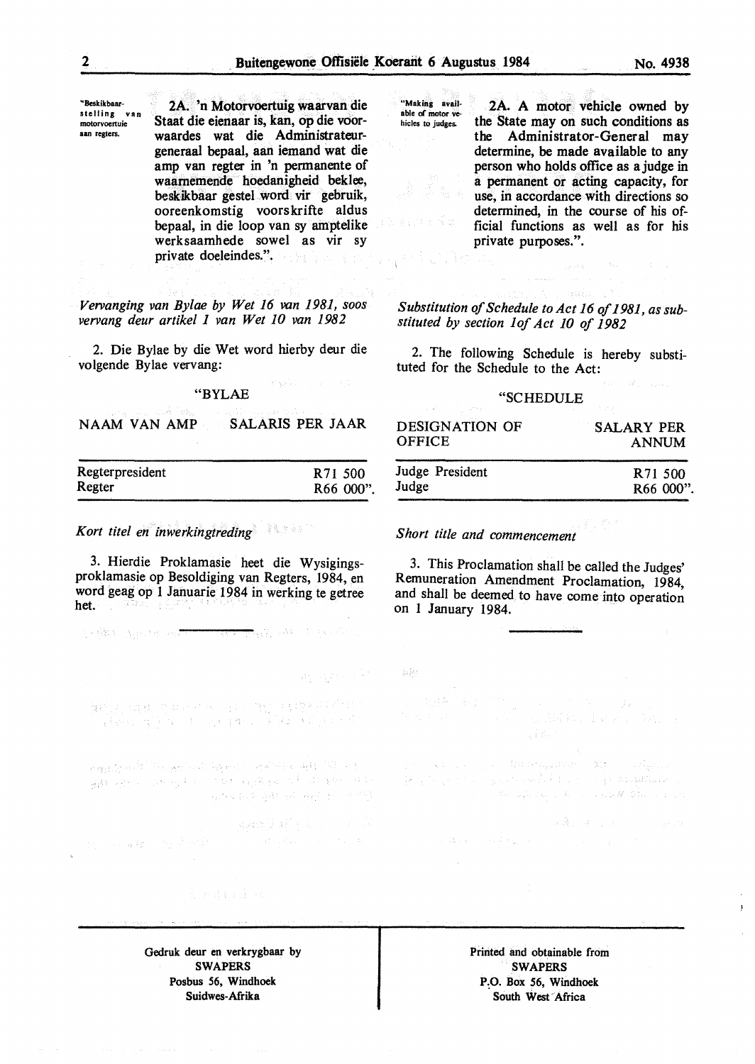"Beskikbaarstelling van motorvoertuie aan regters.

2A. 'n Motorvoertuig waarvan die Staat die eienaar is, kan, op die voorwaardes wat die Administrateur-generaal bepaal, aan iemand wat die amp van regter in 'n permanente of waarnemende hoedanigheid beklee, beskikbaar gestel word vir gebruik, ooreenkomstig voorskrifte aldus bepaal, in die loop van sy amptelike werksaamhede sowel as vir sy private doeleindes.".

*Vervanging van Bylae by Wet 16 van 1981, soos vervang deur artikel 1 van Wet 10 van 1982*

2. Die Bylae by die Wet word hierby deur die volgende Bylae vervang:

"BYLAE

| NAAM VAN AMP | SALARIS PER JAAR |
|---|---|
| Regterpresident | R71 500 |
| Regter | R66 000". |

*Kort titel en inwerkingtreding*

3. Hierdie Proklamasie heet die Wysigingsproklamasie op Besoldiging van Regters, 1984, en word geag op 1 Januarie 1984 in werking te getree het.

"Making available of motor vehicles to judges.

2A. A motor vehicle owned by the State may on such conditions as the Administrator-General may determine, be made available to any person who holds office as a judge in a permanent or acting capacity, for use, in accordance with directions so determined, in the course of his official functions as well as for his private purposes.".

*Substitution of Schedule to Act 16 of 1981, as substituted by section 1 of Act 10 of 1982*

2. The following Schedule is hereby substituted for the Schedule to the Act:

"SCHEDULE

| DESIGNATION OF OFFICE | SALARY PER ANNUM |
|---|---|
| Judge President | R71 500 |
| Judge | R66 000". |

*Short title and commencement*

3. This Proclamation shall be called the Judges' Remuneration Amendment Proclamation, 1984, and shall be deemed to have come into operation on 1 January 1984.

---

Gedruk deur en verkrygbaar by
SWAPERS
Posbus 56, Windhoek
Suidwes-Afrika

Printed and obtainable from
SWAPERS
P.O. Box 56, Windhoek
South West Africa